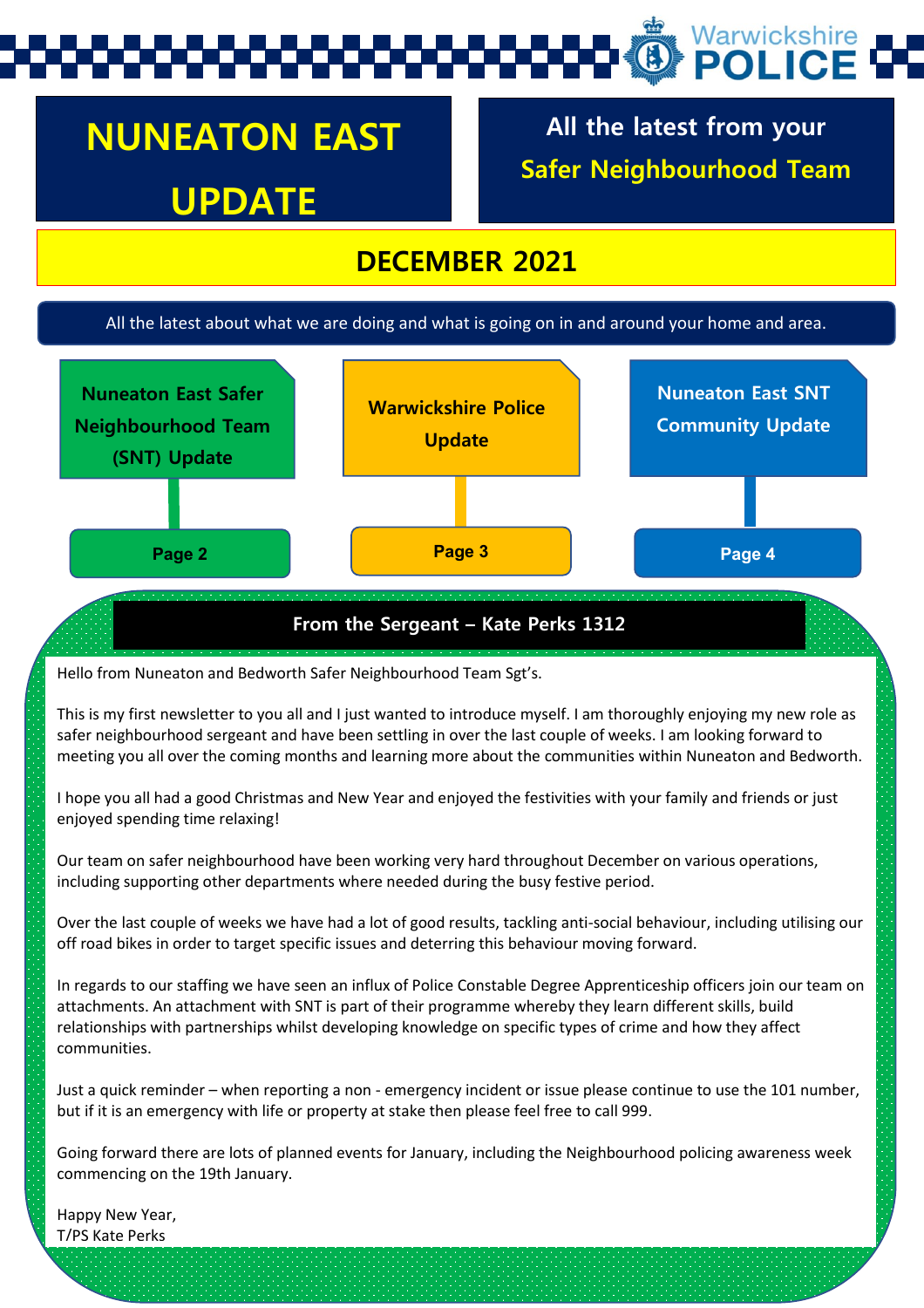Warwickshire POLICE

# NUNEATON EAST UPDATE

## All the latest from your Safer Neighbourhood Team

## DECEMBER 2021

All the latest about what we are doing and what is going on in and around your home and area.

**Nuneaton East Safer Neighbourhood Team (SNT) Update** — **Page 2**

**Warwickshire Police Update** — **Page 3**

**Nuneaton East SNT Community Update** — **Page 4**

### From the Sergeant – Kate Perks 1312

Hello from Nuneaton and Bedworth Safer Neighbourhood Team Sgt's.

This is my first newsletter to you all and I just wanted to introduce myself. I am thoroughly enjoying my new role as safer neighbourhood sergeant and have been settling in over the last couple of weeks. I am looking forward to meeting you all over the coming months and learning more about the communities within Nuneaton and Bedworth.

I hope you all had a good Christmas and New Year and enjoyed the festivities with your family and friends or just enjoyed spending time relaxing!

Our team on safer neighbourhood have been working very hard throughout December on various operations, including supporting other departments where needed during the busy festive period.

Over the last couple of weeks we have had a lot of good results, tackling anti-social behaviour, including utilising our off road bikes in order to target specific issues and deterring this behaviour moving forward.

In regards to our staffing we have seen an influx of Police Constable Degree Apprenticeship officers join our team on attachments. An attachment with SNT is part of their programme whereby they learn different skills, build relationships with partnerships whilst developing knowledge on specific types of crime and how they affect communities.

Just a quick reminder – when reporting a non - emergency incident or issue please continue to use the 101 number, but if it is an emergency with life or property at stake then please feel free to call 999.

Going forward there are lots of planned events for January, including the Neighbourhood policing awareness week commencing on the 19th January.

Happy New Year,
T/PS Kate Perks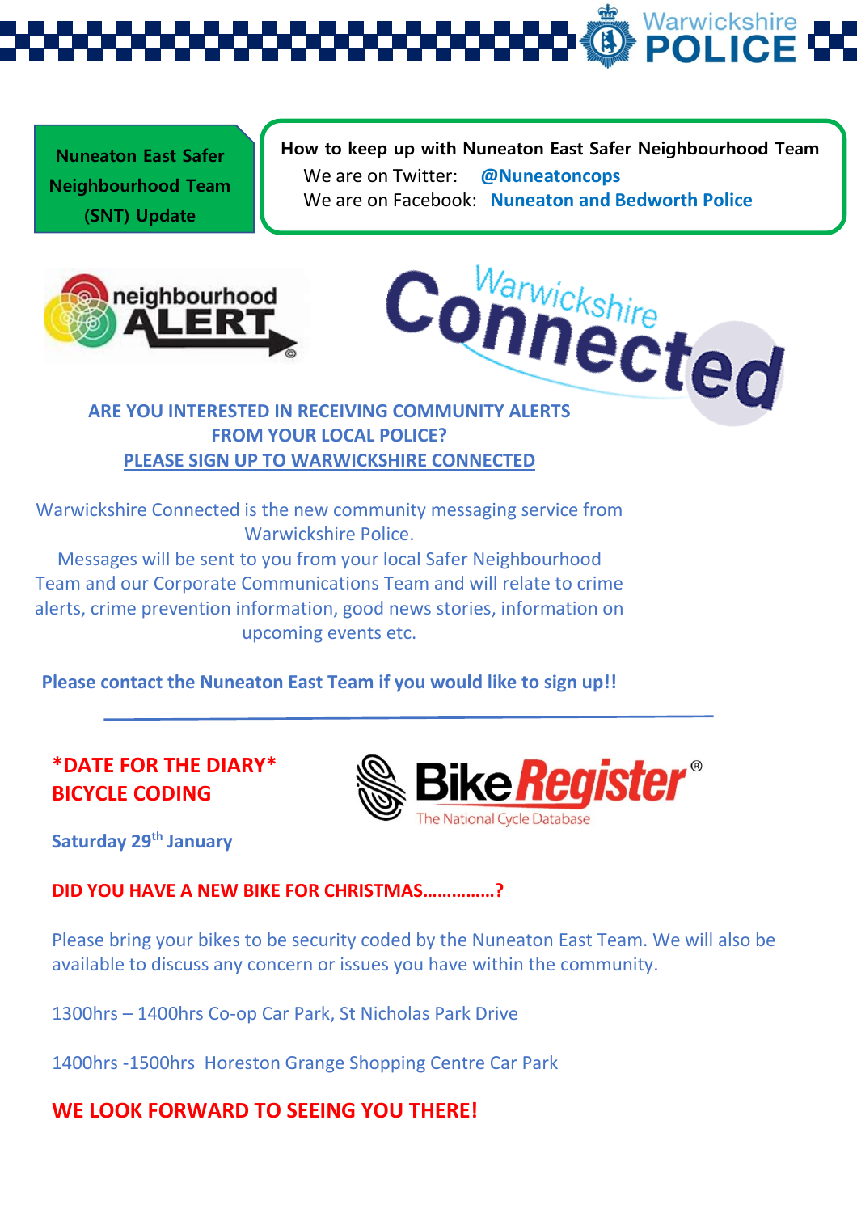**Nuneaton East Safer Neighbourhood Team (SNT) Update**

**How to keep up with Nuneaton East Safer Neighbourhood Team**

We are on Twitter: **@Nuneatoncops**

We are on Facebook: **Nuneaton and Bedworth Police**

**ARE YOU INTERESTED IN RECEIVING COMMUNITY ALERTS FROM YOUR LOCAL POLICE?**

**PLEASE SIGN UP TO WARWICKSHIRE CONNECTED**

Warwickshire Connected is the new community messaging service from Warwickshire Police.

Messages will be sent to you from your local Safer Neighbourhood Team and our Corporate Communications Team and will relate to crime alerts, crime prevention information, good news stories, information on upcoming events etc.

**Please contact the Nuneaton East Team if you would like to sign up!!**

---

**\*DATE FOR THE DIARY\***
**BICYCLE CODING**

**Saturday 29th January**

**DID YOU HAVE A NEW BIKE FOR CHRISTMAS……………?**

Please bring your bikes to be security coded by the Nuneaton East Team. We will also be available to discuss any concern or issues you have within the community.

1300hrs – 1400hrs Co-op Car Park, St Nicholas Park Drive

1400hrs -1500hrs Horeston Grange Shopping Centre Car Park

**WE LOOK FORWARD TO SEEING YOU THERE!**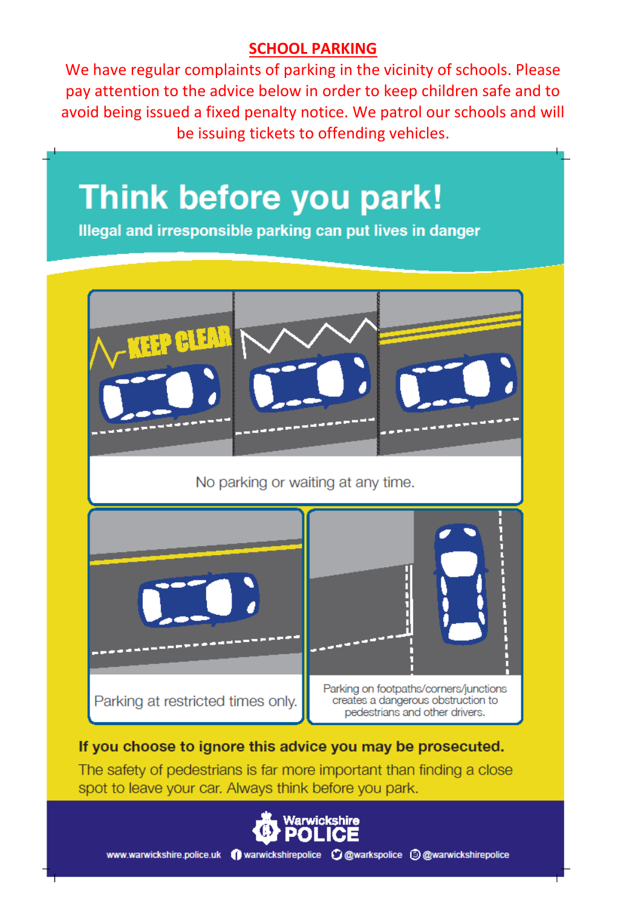## SCHOOL PARKING

We have regular complaints of parking in the vicinity of schools. Please pay attention to the advice below in order to keep children safe and to avoid being issued a fixed penalty notice. We patrol our schools and will be issuing tickets to offending vehicles.

# Think before you park!

**Illegal and irresponsible parking can put lives in danger**

KEEP CLEAR

No parking or waiting at any time.

Parking at restricted times only.

Parking on footpaths/corners/junctions creates a dangerous obstruction to pedestrians and other drivers.

**If you choose to ignore this advice you may be prosecuted.**

The safety of pedestrians is far more important than finding a close spot to leave your car. Always think before you park.

Warwickshire POLICE

www.warwickshire.police.uk warwickshirepolice @warkspolice @warwickshirepolice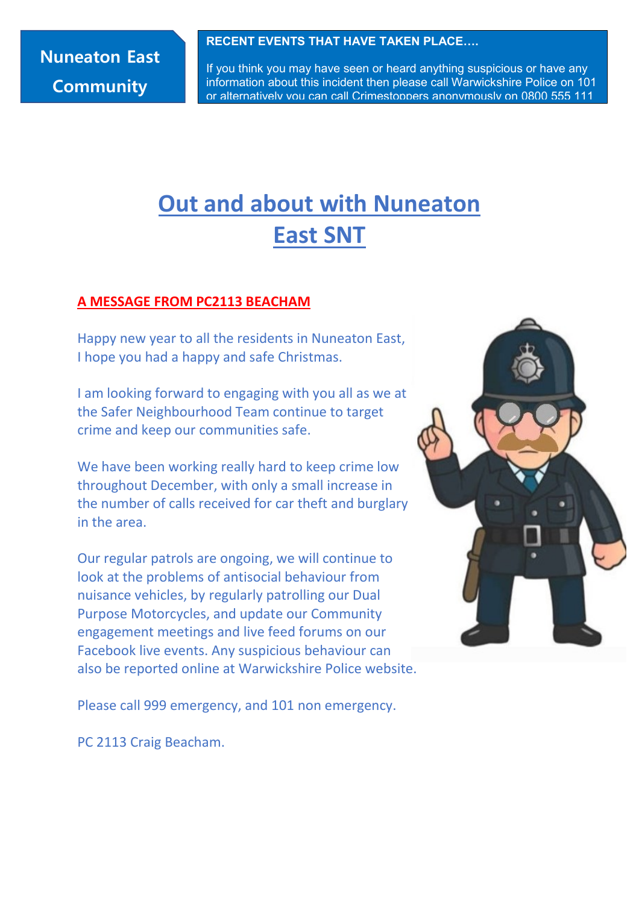Nuneaton East Community

**RECENT EVENTS THAT HAVE TAKEN PLACE….**

If you think you may have seen or heard anything suspicious or have any information about this incident then please call Warwickshire Police on 101 or alternatively you can call Crimestoppers anonymously on 0800 555 111

# Out and about with Nuneaton East SNT

## A MESSAGE FROM PC2113 BEACHAM

Happy new year to all the residents in Nuneaton East, I hope you had a happy and safe Christmas.

I am looking forward to engaging with you all as we at the Safer Neighbourhood Team continue to target crime and keep our communities safe.

We have been working really hard to keep crime low throughout December, with only a small increase in the number of calls received for car theft and burglary in the area.

Our regular patrols are ongoing, we will continue to look at the problems of antisocial behaviour from nuisance vehicles, by regularly patrolling our Dual Purpose Motorcycles, and update our Community engagement meetings and live feed forums on our Facebook live events. Any suspicious behaviour can also be reported online at Warwickshire Police website.

Please call 999 emergency, and 101 non emergency.

PC 2113 Craig Beacham.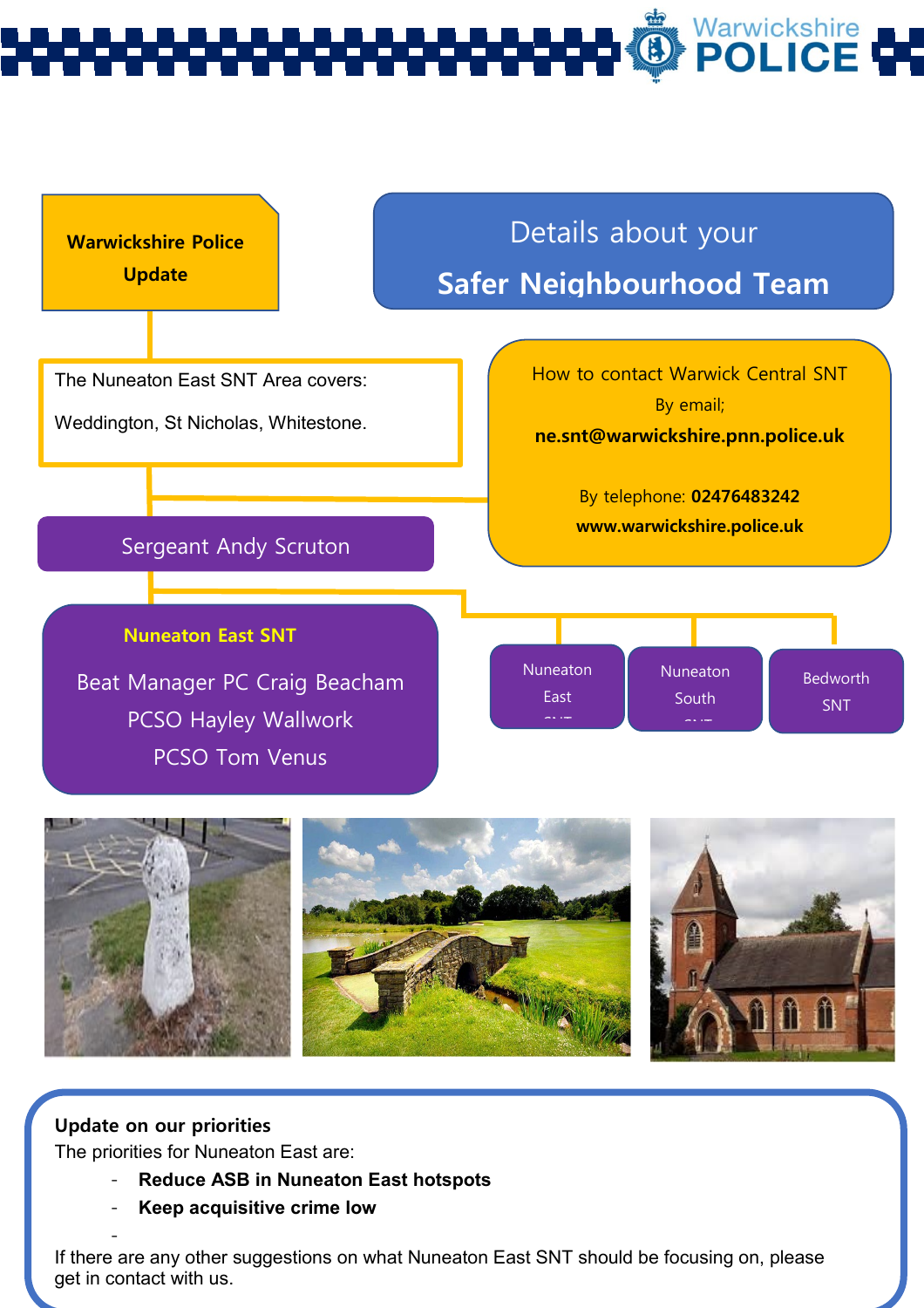**Warwickshire Police Update**

# Details about your Safer Neighbourhood Team

The Nuneaton East SNT Area covers:

Weddington, St Nicholas, Whitestone.

How to contact Warwick Central SNT

By email;

**ne.snt@warwickshire.pnn.police.uk**

By telephone: **02476483242**

**www.warwickshire.police.uk**

Sergeant Andy Scruton

**Nuneaton East SNT**

Beat Manager PC Craig Beacham

PCSO Hayley Wallwork

PCSO Tom Venus

Nuneaton East SNT

Nuneaton South SNT

Bedworth SNT

**Update on our priorities**

The priorities for Nuneaton East are:

- **Reduce ASB in Nuneaton East hotspots**
- **Keep acquisitive crime low**
-

If there are any other suggestions on what Nuneaton East SNT should be focusing on, please get in contact with us.